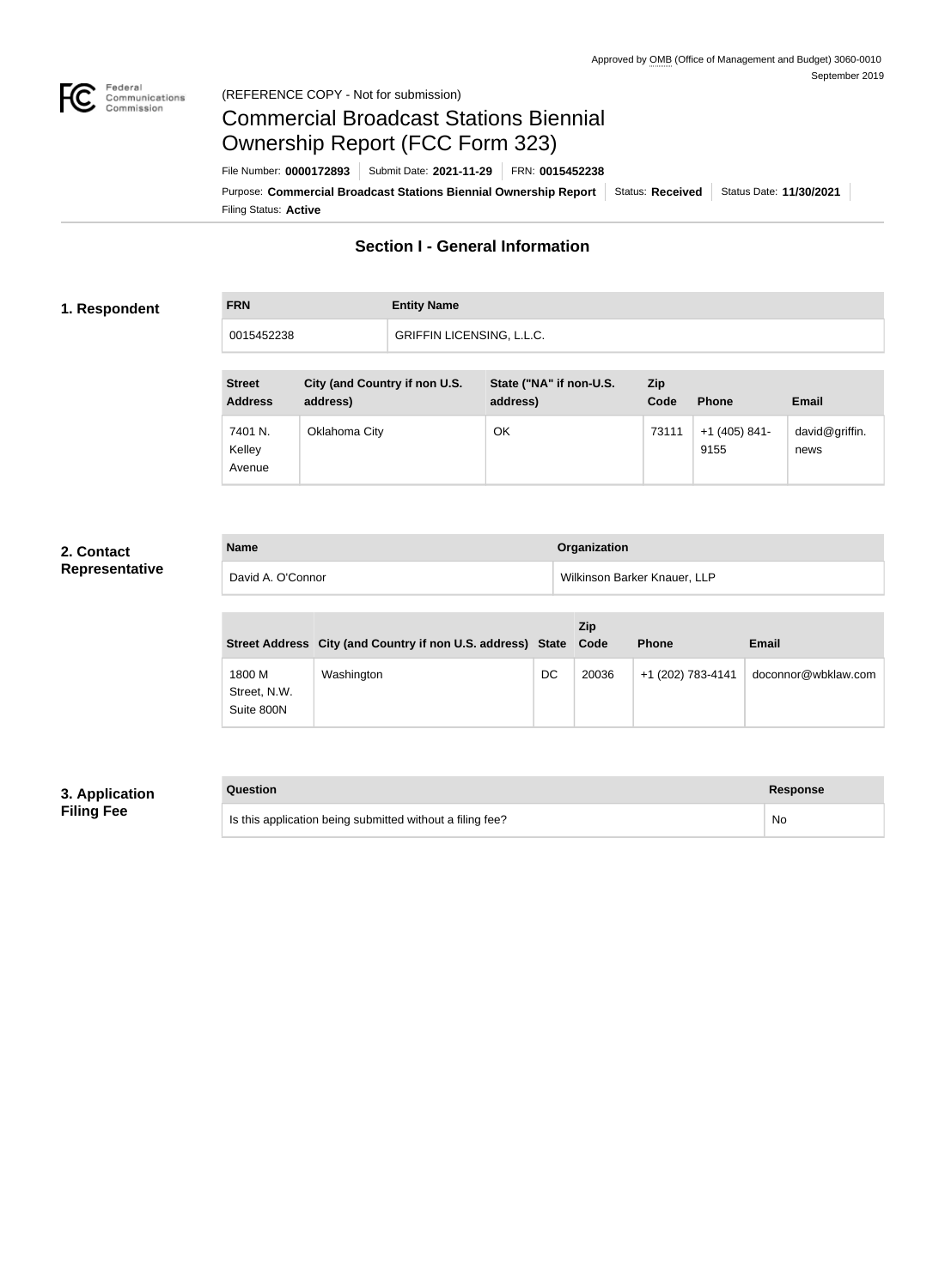Approved by OMB (Office of Management and Budget) 3060-0010
September 2019

(REFERENCE COPY - Not for submission)

# Commercial Broadcast Stations Biennial Ownership Report (FCC Form 323)

File Number: **0000172893** | Submit Date: **2021-11-29** | FRN: **0015452238**

Purpose: **Commercial Broadcast Stations Biennial Ownership Report** | Status: **Received** | Status Date: **11/30/2021**

Filing Status: **Active**

## Section I - General Information

### 1. Respondent

| FRN | Entity Name |
| --- | --- |
| 0015452238 | GRIFFIN LICENSING, L.L.C. |

| Street Address | City (and Country if non U.S. address) | State ("NA" if non-U.S. address) | Zip Code | Phone | Email |
| --- | --- | --- | --- | --- | --- |
| 7401 N. Kelley Avenue | Oklahoma City | OK | 73111 | +1 (405) 841-9155 | david@griffin.news |

### 2. Contact Representative

| Name | Organization |
| --- | --- |
| David A. O'Connor | Wilkinson Barker Knauer, LLP |

| Street Address | City (and Country if non U.S. address) | State | Zip Code | Phone | Email |
| --- | --- | --- | --- | --- | --- |
| 1800 M Street, N.W. Suite 800N | Washington | DC | 20036 | +1 (202) 783-4141 | doconnor@wbklaw.com |

### 3. Application Filing Fee

| Question | Response |
| --- | --- |
| Is this application being submitted without a filing fee? | No |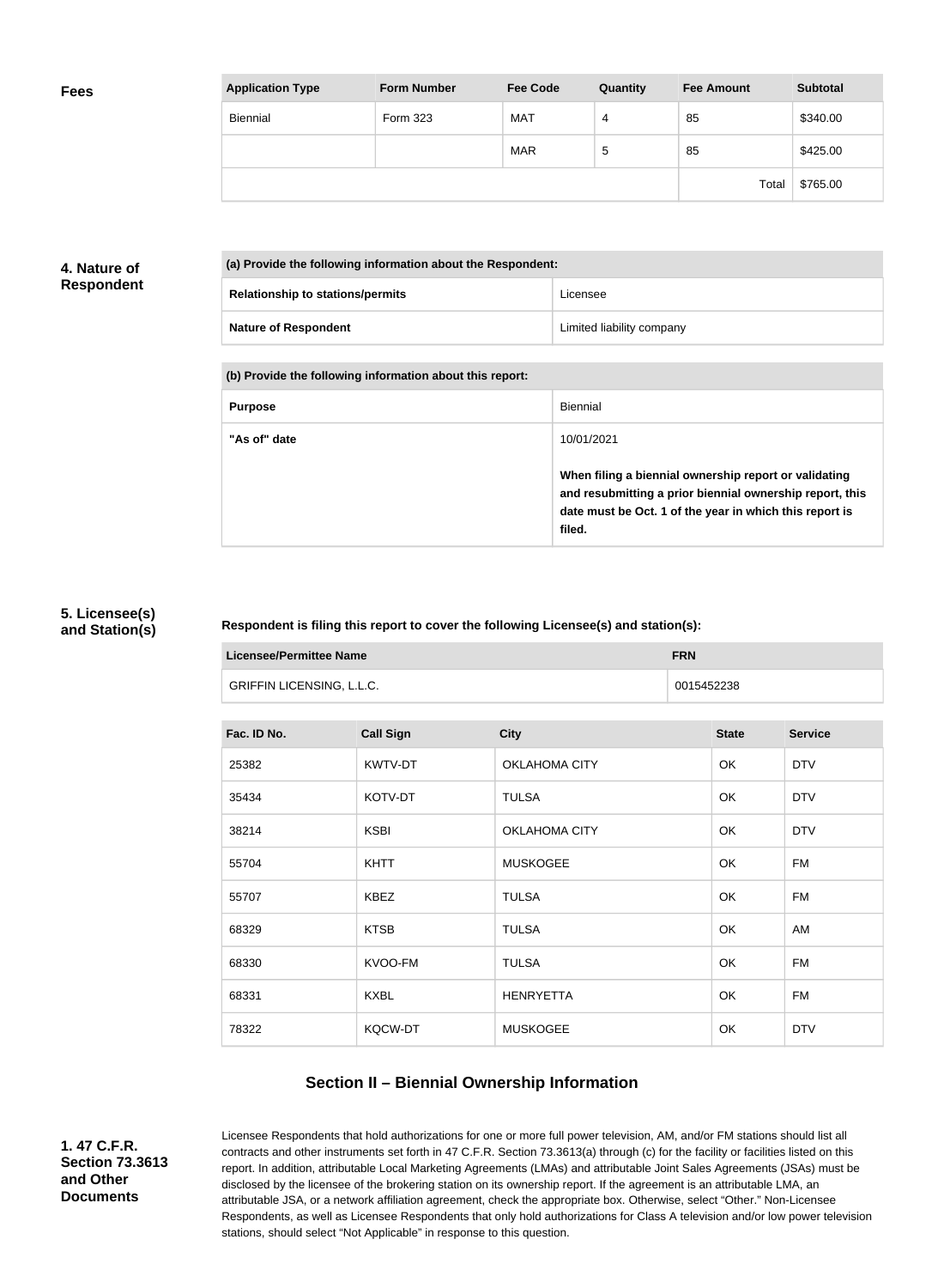**Fees**

| Application Type | Form Number | Fee Code | Quantity | Fee Amount | Subtotal |
|---|---|---|---|---|---|
| Biennial | Form 323 | MAT | 4 | 85 | $340.00 |
| | | MAR | 5 | 85 | $425.00 |
| | | | | Total | $765.00 |

**4. Nature of Respondent**

| (a) Provide the following information about the Respondent: | |
|---|---|
| **Relationship to stations/permits** | Licensee |
| **Nature of Respondent** | Limited liability company |

| (b) Provide the following information about this report: | |
|---|---|
| **Purpose** | Biennial |
| **"As of" date** | 10/01/2021<br><br>**When filing a biennial ownership report or validating and resubmitting a prior biennial ownership report, this date must be Oct. 1 of the year in which this report is filed.** |

**5. Licensee(s) and Station(s)**

**Respondent is filing this report to cover the following Licensee(s) and station(s):**

| Licensee/Permittee Name | FRN |
|---|---|
| GRIFFIN LICENSING, L.L.C. | 0015452238 |

| Fac. ID No. | Call Sign | City | State | Service |
|---|---|---|---|---|
| 25382 | KWTV-DT | OKLAHOMA CITY | OK | DTV |
| 35434 | KOTV-DT | TULSA | OK | DTV |
| 38214 | KSBI | OKLAHOMA CITY | OK | DTV |
| 55704 | KHTT | MUSKOGEE | OK | FM |
| 55707 | KBEZ | TULSA | OK | FM |
| 68329 | KTSB | TULSA | OK | AM |
| 68330 | KVOO-FM | TULSA | OK | FM |
| 68331 | KXBL | HENRYETTA | OK | FM |
| 78322 | KQCW-DT | MUSKOGEE | OK | DTV |

## Section II – Biennial Ownership Information

**1. 47 C.F.R. Section 73.3613 and Other Documents**

Licensee Respondents that hold authorizations for one or more full power television, AM, and/or FM stations should list all contracts and other instruments set forth in 47 C.F.R. Section 73.3613(a) through (c) for the facility or facilities listed on this report. In addition, attributable Local Marketing Agreements (LMAs) and attributable Joint Sales Agreements (JSAs) must be disclosed by the licensee of the brokering station on its ownership report. If the agreement is an attributable LMA, an attributable JSA, or a network affiliation agreement, check the appropriate box. Otherwise, select "Other." Non-Licensee Respondents, as well as Licensee Respondents that only hold authorizations for Class A television and/or low power television stations, should select "Not Applicable" in response to this question.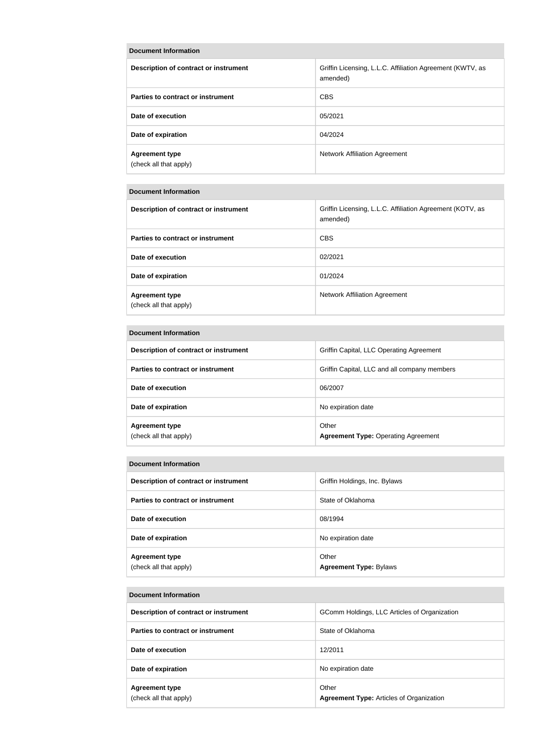| Document Information | |
|---|---|
| Description of contract or instrument | Griffin Licensing, L.L.C. Affiliation Agreement (KWTV, as amended) |
| Parties to contract or instrument | CBS |
| Date of execution | 05/2021 |
| Date of expiration | 04/2024 |
| Agreement type (check all that apply) | Network Affiliation Agreement |

| Document Information | |
|---|---|
| Description of contract or instrument | Griffin Licensing, L.L.C. Affiliation Agreement (KOTV, as amended) |
| Parties to contract or instrument | CBS |
| Date of execution | 02/2021 |
| Date of expiration | 01/2024 |
| Agreement type (check all that apply) | Network Affiliation Agreement |

| Document Information | |
|---|---|
| Description of contract or instrument | Griffin Capital, LLC Operating Agreement |
| Parties to contract or instrument | Griffin Capital, LLC and all company members |
| Date of execution | 06/2007 |
| Date of expiration | No expiration date |
| Agreement type (check all that apply) | Other<br>**Agreement Type:** Operating Agreement |

| Document Information | |
|---|---|
| Description of contract or instrument | Griffin Holdings, Inc. Bylaws |
| Parties to contract or instrument | State of Oklahoma |
| Date of execution | 08/1994 |
| Date of expiration | No expiration date |
| Agreement type (check all that apply) | Other<br>**Agreement Type:** Bylaws |

| Document Information | |
|---|---|
| Description of contract or instrument | GComm Holdings, LLC Articles of Organization |
| Parties to contract or instrument | State of Oklahoma |
| Date of execution | 12/2011 |
| Date of expiration | No expiration date |
| Agreement type (check all that apply) | Other<br>**Agreement Type:** Articles of Organization |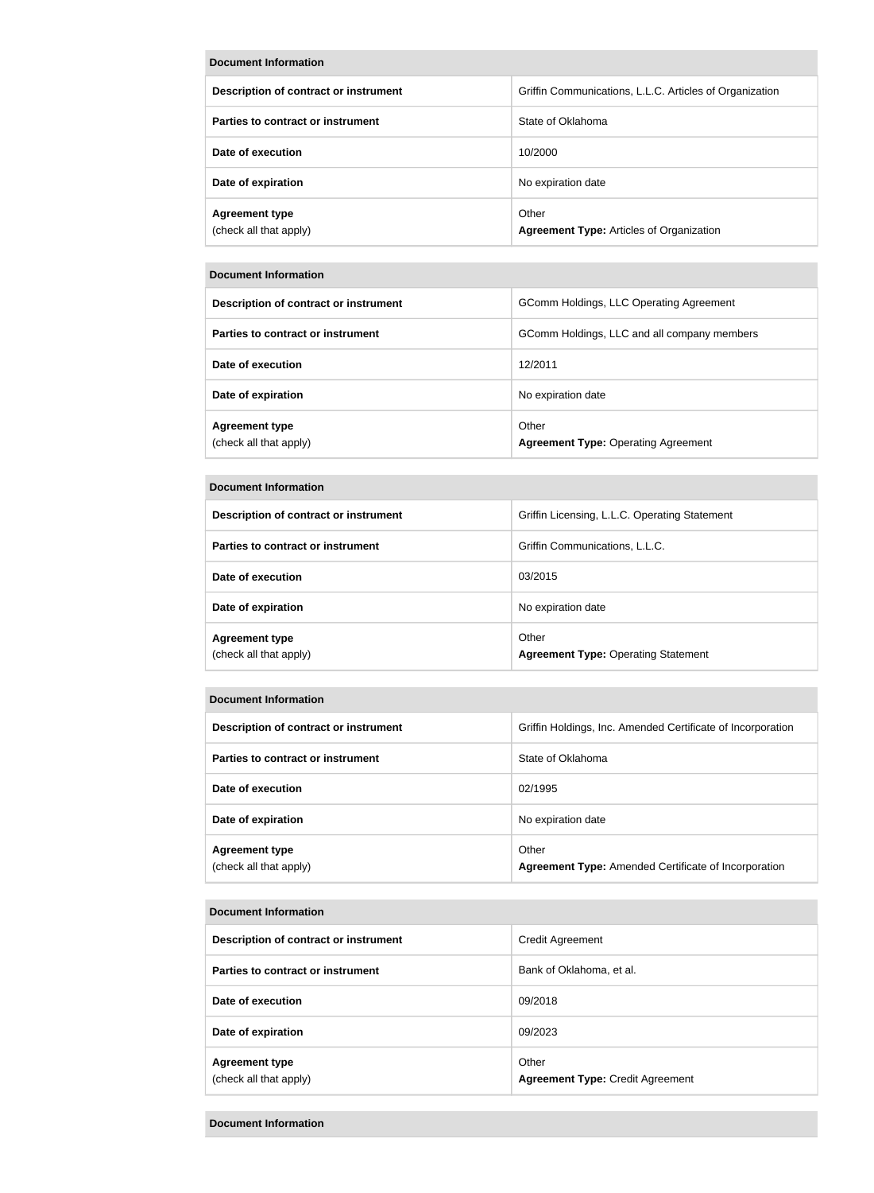| Document Information | |
|---|---|
| **Description of contract or instrument** | Griffin Communications, L.L.C. Articles of Organization |
| **Parties to contract or instrument** | State of Oklahoma |
| **Date of execution** | 10/2000 |
| **Date of expiration** | No expiration date |
| **Agreement type** (check all that apply) | Other **Agreement Type:** Articles of Organization |

| Document Information | |
|---|---|
| **Description of contract or instrument** | GComm Holdings, LLC Operating Agreement |
| **Parties to contract or instrument** | GComm Holdings, LLC and all company members |
| **Date of execution** | 12/2011 |
| **Date of expiration** | No expiration date |
| **Agreement type** (check all that apply) | Other **Agreement Type:** Operating Agreement |

| Document Information | |
|---|---|
| **Description of contract or instrument** | Griffin Licensing, L.L.C. Operating Statement |
| **Parties to contract or instrument** | Griffin Communications, L.L.C. |
| **Date of execution** | 03/2015 |
| **Date of expiration** | No expiration date |
| **Agreement type** (check all that apply) | Other **Agreement Type:** Operating Statement |

| Document Information | |
|---|---|
| **Description of contract or instrument** | Griffin Holdings, Inc. Amended Certificate of Incorporation |
| **Parties to contract or instrument** | State of Oklahoma |
| **Date of execution** | 02/1995 |
| **Date of expiration** | No expiration date |
| **Agreement type** (check all that apply) | Other **Agreement Type:** Amended Certificate of Incorporation |

| Document Information | |
|---|---|
| **Description of contract or instrument** | Credit Agreement |
| **Parties to contract or instrument** | Bank of Oklahoma, et al. |
| **Date of execution** | 09/2018 |
| **Date of expiration** | 09/2023 |
| **Agreement type** (check all that apply) | Other **Agreement Type:** Credit Agreement |

| Document Information |
|---|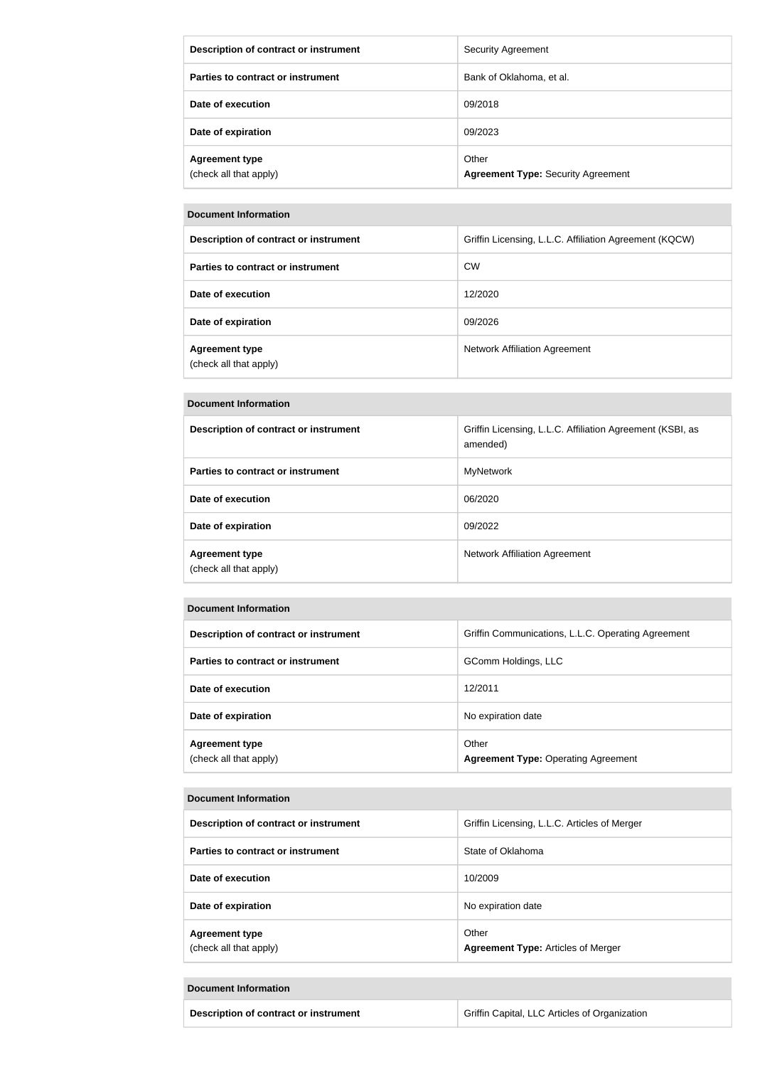| | |
|---|---|
| **Description of contract or instrument** | Security Agreement |
| **Parties to contract or instrument** | Bank of Oklahoma, et al. |
| **Date of execution** | 09/2018 |
| **Date of expiration** | 09/2023 |
| **Agreement type** (check all that apply) | Other **Agreement Type:** Security Agreement |

| **Document Information** | |
|---|---|
| **Description of contract or instrument** | Griffin Licensing, L.L.C. Affiliation Agreement (KQCW) |
| **Parties to contract or instrument** | CW |
| **Date of execution** | 12/2020 |
| **Date of expiration** | 09/2026 |
| **Agreement type** (check all that apply) | Network Affiliation Agreement |

| **Document Information** | |
|---|---|
| **Description of contract or instrument** | Griffin Licensing, L.L.C. Affiliation Agreement (KSBI, as amended) |
| **Parties to contract or instrument** | MyNetwork |
| **Date of execution** | 06/2020 |
| **Date of expiration** | 09/2022 |
| **Agreement type** (check all that apply) | Network Affiliation Agreement |

| **Document Information** | |
|---|---|
| **Description of contract or instrument** | Griffin Communications, L.L.C. Operating Agreement |
| **Parties to contract or instrument** | GComm Holdings, LLC |
| **Date of execution** | 12/2011 |
| **Date of expiration** | No expiration date |
| **Agreement type** (check all that apply) | Other **Agreement Type:** Operating Agreement |

| **Document Information** | |
|---|---|
| **Description of contract or instrument** | Griffin Licensing, L.L.C. Articles of Merger |
| **Parties to contract or instrument** | State of Oklahoma |
| **Date of execution** | 10/2009 |
| **Date of expiration** | No expiration date |
| **Agreement type** (check all that apply) | Other **Agreement Type:** Articles of Merger |

| **Document Information** | |
|---|---|
| **Description of contract or instrument** | Griffin Capital, LLC Articles of Organization |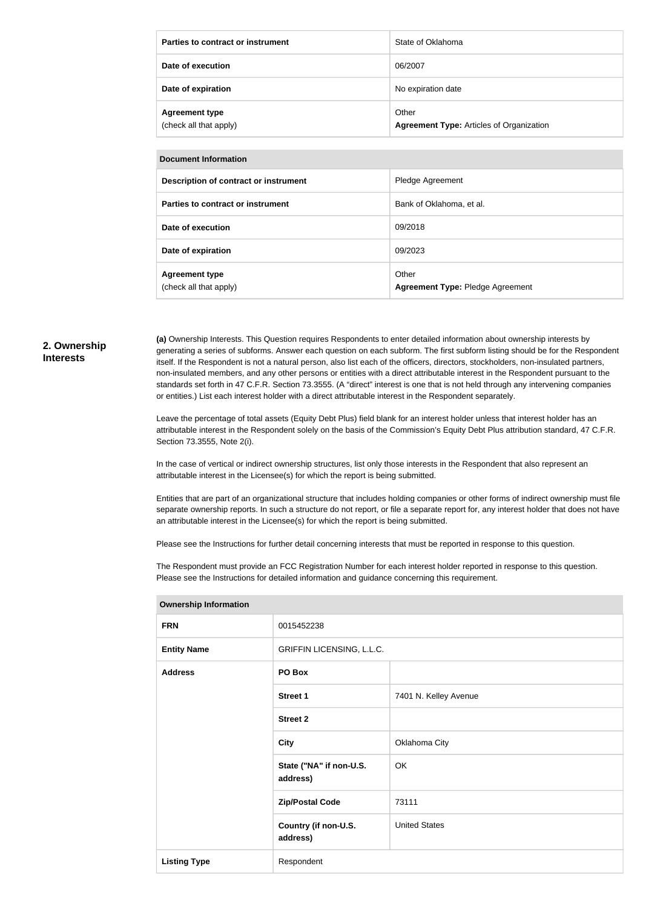| | |
|---|---|
| **Parties to contract or instrument** | State of Oklahoma |
| **Date of execution** | 06/2007 |
| **Date of expiration** | No expiration date |
| **Agreement type** (check all that apply) | Other **Agreement Type:** Articles of Organization |

| **Document Information** | |
|---|---|
| **Description of contract or instrument** | Pledge Agreement |
| **Parties to contract or instrument** | Bank of Oklahoma, et al. |
| **Date of execution** | 09/2018 |
| **Date of expiration** | 09/2023 |
| **Agreement type** (check all that apply) | Other **Agreement Type:** Pledge Agreement |

## 2. Ownership Interests

**(a)** Ownership Interests. This Question requires Respondents to enter detailed information about ownership interests by generating a series of subforms. Answer each question on each subform. The first subform listing should be for the Respondent itself. If the Respondent is not a natural person, also list each of the officers, directors, stockholders, non-insulated partners, non-insulated members, and any other persons or entities with a direct attributable interest in the Respondent pursuant to the standards set forth in 47 C.F.R. Section 73.3555. (A "direct" interest is one that is not held through any intervening companies or entities.) List each interest holder with a direct attributable interest in the Respondent separately.

Leave the percentage of total assets (Equity Debt Plus) field blank for an interest holder unless that interest holder has an attributable interest in the Respondent solely on the basis of the Commission's Equity Debt Plus attribution standard, 47 C.F.R. Section 73.3555, Note 2(i).

In the case of vertical or indirect ownership structures, list only those interests in the Respondent that also represent an attributable interest in the Licensee(s) for which the report is being submitted.

Entities that are part of an organizational structure that includes holding companies or other forms of indirect ownership must file separate ownership reports. In such a structure do not report, or file a separate report for, any interest holder that does not have an attributable interest in the Licensee(s) for which the report is being submitted.

Please see the Instructions for further detail concerning interests that must be reported in response to this question.

The Respondent must provide an FCC Registration Number for each interest holder reported in response to this question. Please see the Instructions for detailed information and guidance concerning this requirement.

| **Ownership Information** | | |
|---|---|---|
| **FRN** | 0015452238 | |
| **Entity Name** | GRIFFIN LICENSING, L.L.C. | |
| **Address** | **PO Box** | |
| | **Street 1** | 7401 N. Kelley Avenue |
| | **Street 2** | |
| | **City** | Oklahoma City |
| | **State ("NA" if non-U.S. address)** | OK |
| | **Zip/Postal Code** | 73111 |
| | **Country (if non-U.S. address)** | United States |
| **Listing Type** | Respondent | |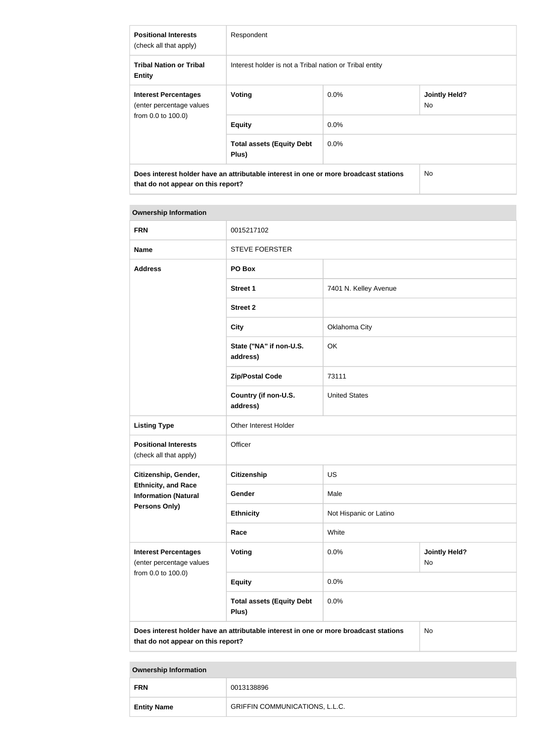| | | | |
|---|---|---|---|
| **Positional Interests** (check all that apply) | Respondent | | |
| **Tribal Nation or Tribal Entity** | Interest holder is not a Tribal nation or Tribal entity | | |
| **Interest Percentages** (enter percentage values from 0.0 to 100.0) | **Voting** | 0.0% | **Jointly Held?** No |
| | **Equity** | 0.0% | |
| | **Total assets (Equity Debt Plus)** | 0.0% | |
| **Does interest holder have an attributable interest in one or more broadcast stations that do not appear on this report?** | | | No |

| **Ownership Information** | | | |
|---|---|---|---|
| **FRN** | 0015217102 | | |
| **Name** | STEVE FOERSTER | | |
| **Address** | **PO Box** | | |
| | **Street 1** | 7401 N. Kelley Avenue | |
| | **Street 2** | | |
| | **City** | Oklahoma City | |
| | **State ("NA" if non-U.S. address)** | OK | |
| | **Zip/Postal Code** | 73111 | |
| | **Country (if non-U.S. address)** | United States | |
| **Listing Type** | Other Interest Holder | | |
| **Positional Interests** (check all that apply) | Officer | | |
| **Citizenship, Gender, Ethnicity, and Race Information (Natural Persons Only)** | **Citizenship** | US | |
| | **Gender** | Male | |
| | **Ethnicity** | Not Hispanic or Latino | |
| | **Race** | White | |
| **Interest Percentages** (enter percentage values from 0.0 to 100.0) | **Voting** | 0.0% | **Jointly Held?** No |
| | **Equity** | 0.0% | |
| | **Total assets (Equity Debt Plus)** | 0.0% | |
| **Does interest holder have an attributable interest in one or more broadcast stations that do not appear on this report?** | | | No |

| **Ownership Information** | |
|---|---|
| **FRN** | 0013138896 |
| **Entity Name** | GRIFFIN COMMUNICATIONS, L.L.C. |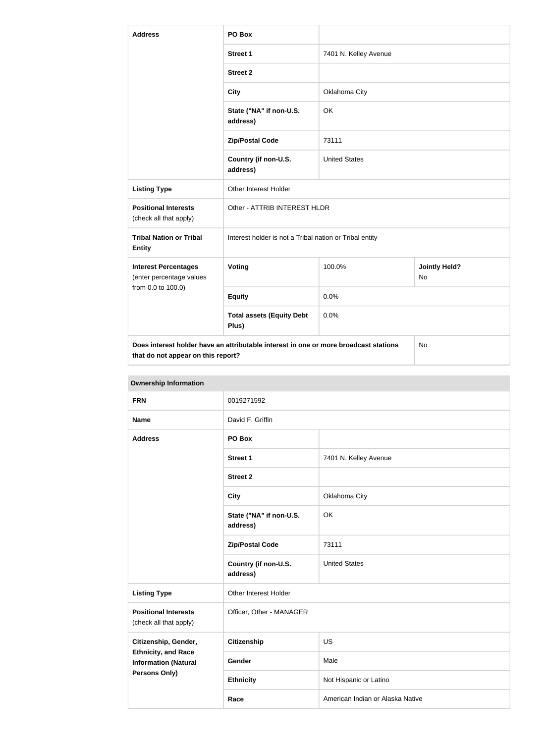| Address | PO Box | | |
|---|---|---|---|
| | Street 1 | 7401 N. Kelley Avenue | |
| | Street 2 | | |
| | City | Oklahoma City | |
| | State ("NA" if non-U.S. address) | OK | |
| | Zip/Postal Code | 73111 | |
| | Country (if non-U.S. address) | United States | |
| Listing Type | Other Interest Holder | | |
| Positional Interests (check all that apply) | Other - ATTRIB INTEREST HLDR | | |
| Tribal Nation or Tribal Entity | Interest holder is not a Tribal nation or Tribal entity | | |
| Interest Percentages (enter percentage values from 0.0 to 100.0) | Voting | 100.0% | Jointly Held? No |
| | Equity | 0.0% | |
| | Total assets (Equity Debt Plus) | 0.0% | |
| Does interest holder have an attributable interest in one or more broadcast stations that do not appear on this report? | | | No |

| Ownership Information | | |
|---|---|---|
| FRN | 0019271592 | |
| Name | David F. Griffin | |
| Address | PO Box | |
| | Street 1 | 7401 N. Kelley Avenue |
| | Street 2 | |
| | City | Oklahoma City |
| | State ("NA" if non-U.S. address) | OK |
| | Zip/Postal Code | 73111 |
| | Country (if non-U.S. address) | United States |
| Listing Type | Other Interest Holder | |
| Positional Interests (check all that apply) | Officer, Other - MANAGER | |
| Citizenship, Gender, Ethnicity, and Race Information (Natural Persons Only) | Citizenship | US |
| | Gender | Male |
| | Ethnicity | Not Hispanic or Latino |
| | Race | American Indian or Alaska Native |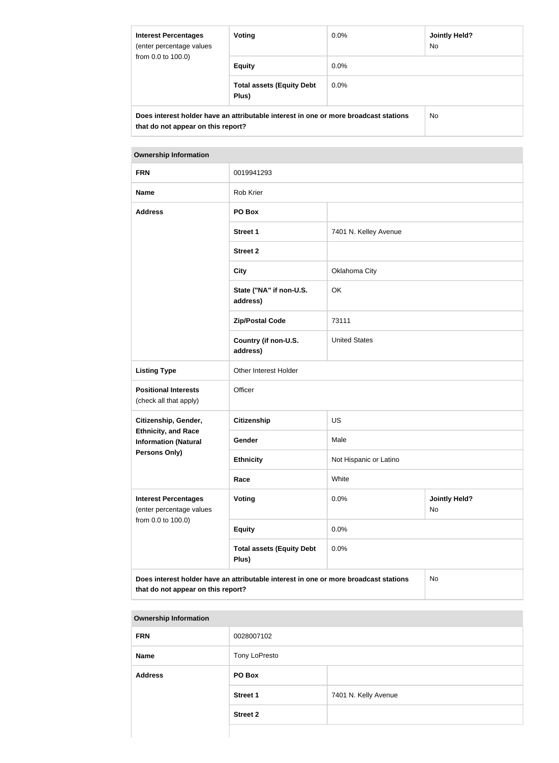| Interest Percentages (enter percentage values from 0.0 to 100.0) | Voting | 0.0% | Jointly Held? No |
|---|---|---|---|
| | Equity | 0.0% | |
| | Total assets (Equity Debt Plus) | 0.0% | |
| Does interest holder have an attributable interest in one or more broadcast stations that do not appear on this report? | | | No |

| Ownership Information | | | |
|---|---|---|---|
| FRN | 0019941293 | | |
| Name | Rob Krier | | |
| Address | PO Box | | |
| | Street 1 | 7401 N. Kelley Avenue | |
| | Street 2 | | |
| | City | Oklahoma City | |
| | State ("NA" if non-U.S. address) | OK | |
| | Zip/Postal Code | 73111 | |
| | Country (if non-U.S. address) | United States | |
| Listing Type | Other Interest Holder | | |
| Positional Interests (check all that apply) | Officer | | |
| Citizenship, Gender, Ethnicity, and Race Information (Natural Persons Only) | Citizenship | US | |
| | Gender | Male | |
| | Ethnicity | Not Hispanic or Latino | |
| | Race | White | |
| Interest Percentages (enter percentage values from 0.0 to 100.0) | Voting | 0.0% | Jointly Held? No |
| | Equity | 0.0% | |
| | Total assets (Equity Debt Plus) | 0.0% | |
| Does interest holder have an attributable interest in one or more broadcast stations that do not appear on this report? | | | No |

| Ownership Information | | |
|---|---|---|
| FRN | 0028007102 | |
| Name | Tony LoPresto | |
| Address | PO Box | |
| | Street 1 | 7401 N. Kelly Avenue |
| | Street 2 | |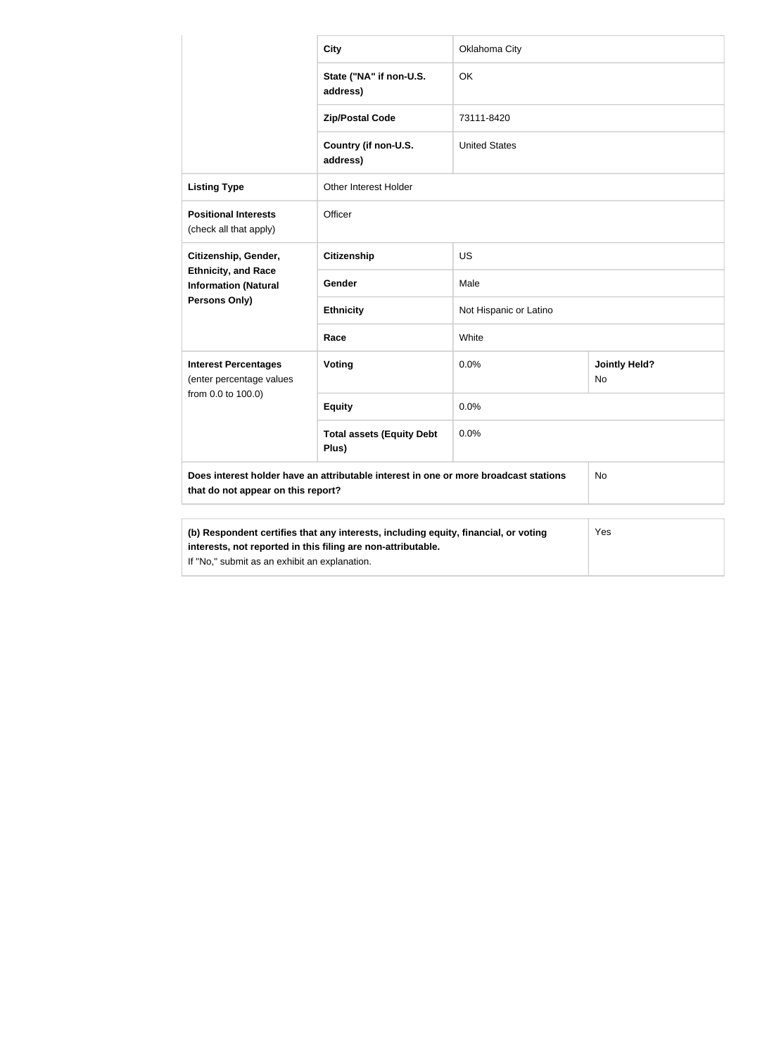| | | | |
|---|---|---|---|
| | **City** | Oklahoma City | |
| | **State ("NA" if non-U.S. address)** | OK | |
| | **Zip/Postal Code** | 73111-8420 | |
| | **Country (if non-U.S. address)** | United States | |
| **Listing Type** | Other Interest Holder | | |
| **Positional Interests** (check all that apply) | Officer | | |
| **Citizenship, Gender, Ethnicity, and Race Information (Natural Persons Only)** | **Citizenship** | US | |
| | **Gender** | Male | |
| | **Ethnicity** | Not Hispanic or Latino | |
| | **Race** | White | |
| **Interest Percentages** (enter percentage values from 0.0 to 100.0) | **Voting** | 0.0% | **Jointly Held?** No |
| | **Equity** | 0.0% | |
| | **Total assets (Equity Debt Plus)** | 0.0% | |
| **Does interest holder have an attributable interest in one or more broadcast stations that do not appear on this report?** | | | No |

| | |
|---|---|
| **(b) Respondent certifies that any interests, including equity, financial, or voting interests, not reported in this filing are non-attributable.** If "No," submit as an exhibit an explanation. | Yes |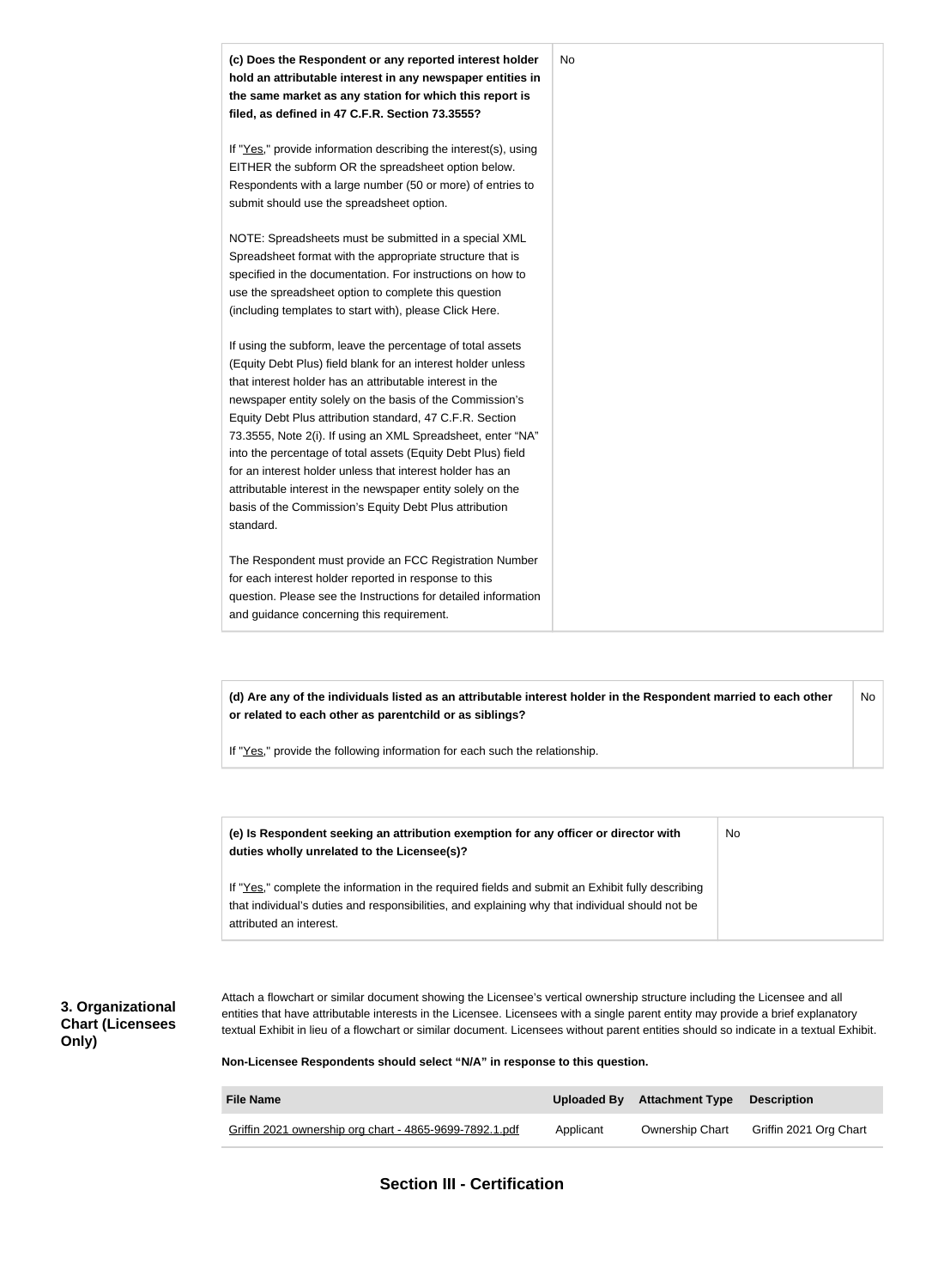| **(c) Does the Respondent or any reported interest holder hold an attributable interest in any newspaper entities in the same market as any station for which this report is filed, as defined in 47 C.F.R. Section 73.3555?**<br><br>If "Yes," provide information describing the interest(s), using EITHER the subform OR the spreadsheet option below. Respondents with a large number (50 or more) of entries to submit should use the spreadsheet option.<br><br>NOTE: Spreadsheets must be submitted in a special XML Spreadsheet format with the appropriate structure that is specified in the documentation. For instructions on how to use the spreadsheet option to complete this question (including templates to start with), please Click Here.<br><br>If using the subform, leave the percentage of total assets (Equity Debt Plus) field blank for an interest holder unless that interest holder has an attributable interest in the newspaper entity solely on the basis of the Commission's Equity Debt Plus attribution standard, 47 C.F.R. Section 73.3555, Note 2(i). If using an XML Spreadsheet, enter "NA" into the percentage of total assets (Equity Debt Plus) field for an interest holder unless that interest holder has an attributable interest in the newspaper entity solely on the basis of the Commission's Equity Debt Plus attribution standard.<br><br>The Respondent must provide an FCC Registration Number for each interest holder reported in response to this question. Please see the Instructions for detailed information and guidance concerning this requirement. | No |
|---|---|

| **(d) Are any of the individuals listed as an attributable interest holder in the Respondent married to each other or related to each other as parentchild or as siblings?**<br><br>If "Yes," provide the following information for each such the relationship. | No |
|---|---|

| **(e) Is Respondent seeking an attribution exemption for any officer or director with duties wholly unrelated to the Licensee(s)?**<br><br>If "Yes," complete the information in the required fields and submit an Exhibit fully describing that individual's duties and responsibilities, and explaining why that individual should not be attributed an interest. | No |
|---|---|

**3. Organizational Chart (Licensees Only)**

Attach a flowchart or similar document showing the Licensee's vertical ownership structure including the Licensee and all entities that have attributable interests in the Licensee. Licensees with a single parent entity may provide a brief explanatory textual Exhibit in lieu of a flowchart or similar document. Licensees without parent entities should so indicate in a textual Exhibit.

**Non-Licensee Respondents should select "N/A" in response to this question.**

| File Name | Uploaded By | Attachment Type | Description |
|---|---|---|---|
| Griffin 2021 ownership org chart - 4865-9699-7892.1.pdf | Applicant | Ownership Chart | Griffin 2021 Org Chart |

## Section III - Certification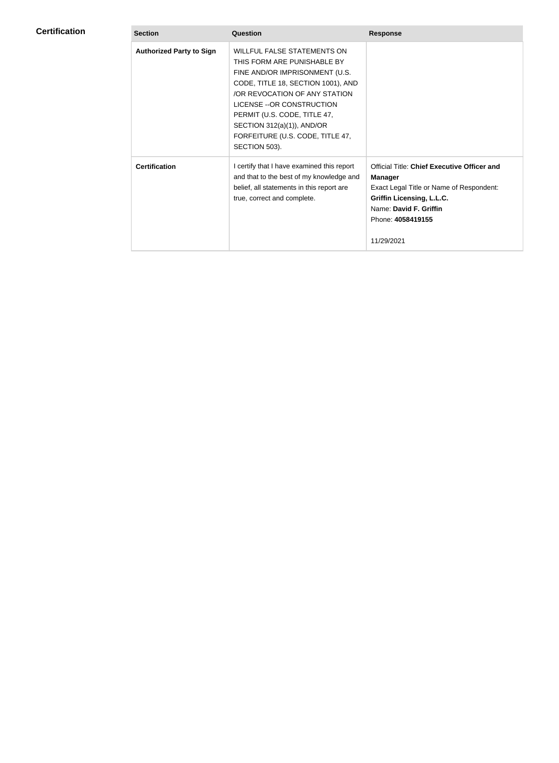## Certification

| Section | Question | Response |
| --- | --- | --- |
| **Authorized Party to Sign** | WILLFUL FALSE STATEMENTS ON THIS FORM ARE PUNISHABLE BY FINE AND/OR IMPRISONMENT (U.S. CODE, TITLE 18, SECTION 1001), AND /OR REVOCATION OF ANY STATION LICENSE --OR CONSTRUCTION PERMIT (U.S. CODE, TITLE 47, SECTION 312(a)(1)), AND/OR FORFEITURE (U.S. CODE, TITLE 47, SECTION 503). | |
| **Certification** | I certify that I have examined this report and that to the best of my knowledge and belief, all statements in this report are true, correct and complete. | Official Title: **Chief Executive Officer and Manager**<br>Exact Legal Title or Name of Respondent: **Griffin Licensing, L.L.C.**<br>Name: **David F. Griffin**<br>Phone: **4058419155**<br><br>11/29/2021 |